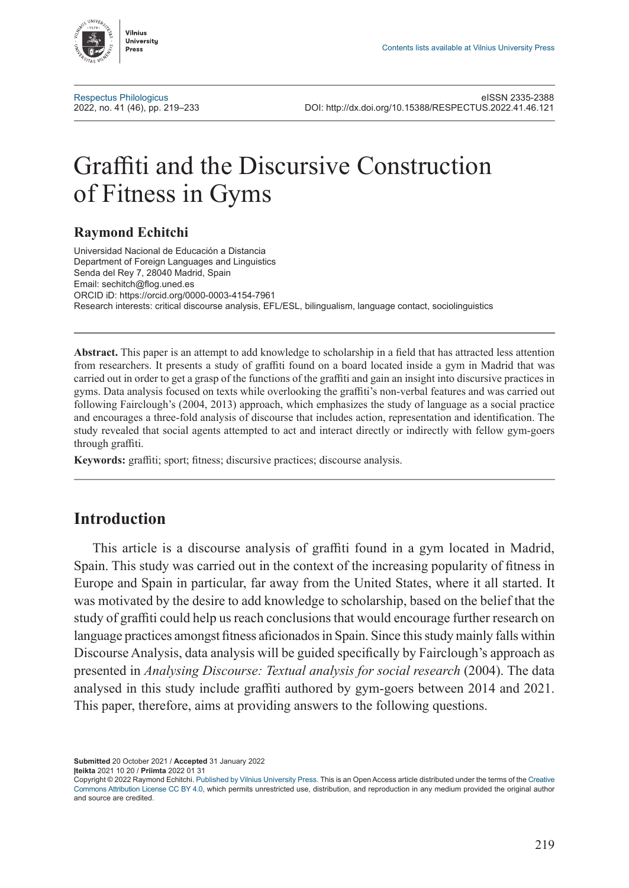# Graffiti and the Discursive Construction of Fitness in Gyms

**Raymond Echitchi**

Universidad Nacional de Educación a Distancia
Department of Foreign Languages and Linguistics
Senda del Rey 7, 28040 Madrid, Spain
Email: sechitch@flog.uned.es
ORCID iD: https://orcid.org/0000-0003-4154-7961
Research interests: critical discourse analysis, EFL/ESL, bilingualism, language contact, sociolinguistics

**Abstract.** This paper is an attempt to add knowledge to scholarship in a field that has attracted less attention from researchers. It presents a study of graffiti found on a board located inside a gym in Madrid that was carried out in order to get a grasp of the functions of the graffiti and gain an insight into discursive practices in gyms. Data analysis focused on texts while overlooking the graffiti's non-verbal features and was carried out following Fairclough's (2004, 2013) approach, which emphasizes the study of language as a social practice and encourages a three-fold analysis of discourse that includes action, representation and identification. The study revealed that social agents attempted to act and interact directly or indirectly with fellow gym-goers through graffiti.

**Keywords:** graffiti; sport; fitness; discursive practices; discourse analysis.

## Introduction

This article is a discourse analysis of graffiti found in a gym located in Madrid, Spain. This study was carried out in the context of the increasing popularity of fitness in Europe and Spain in particular, far away from the United States, where it all started. It was motivated by the desire to add knowledge to scholarship, based on the belief that the study of graffiti could help us reach conclusions that would encourage further research on language practices amongst fitness aficionados in Spain. Since this study mainly falls within Discourse Analysis, data analysis will be guided specifically by Fairclough's approach as presented in *Analysing Discourse: Textual analysis for social research* (2004). The data analysed in this study include graffiti authored by gym-goers between 2014 and 2021. This paper, therefore, aims at providing answers to the following questions.

**Submitted** 20 October 2021 / **Accepted** 31 January 2022
**Įteikta** 2021 10 20 / **Priimta** 2022 01 31
Copyright © 2022 Raymond Echitchi. Published by Vilnius University Press. This is an Open Access article distributed under the terms of the Creative Commons Attribution License CC BY 4.0, which permits unrestricted use, distribution, and reproduction in any medium provided the original author and source are credited.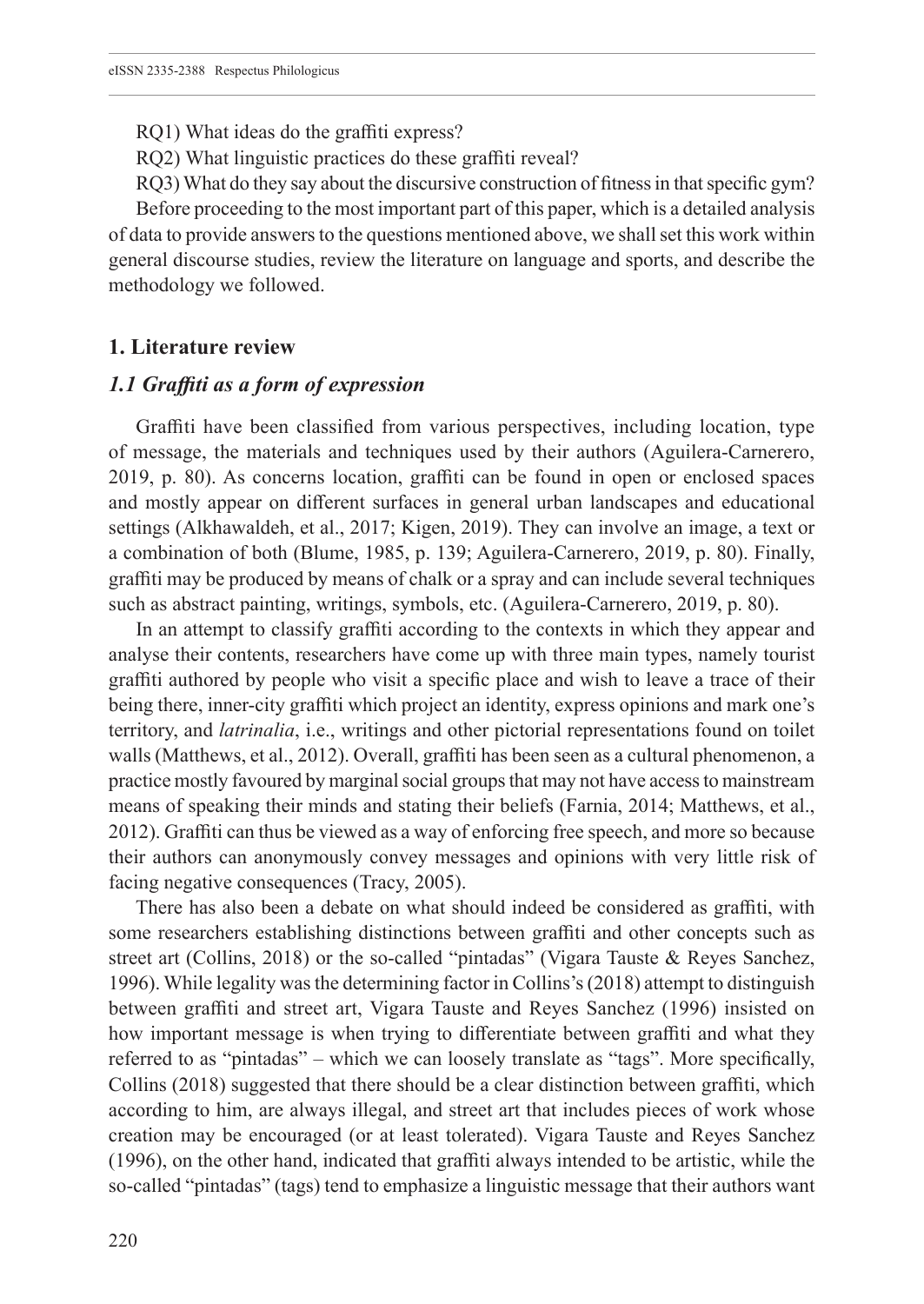RQ1) What ideas do the graffiti express?

RQ2) What linguistic practices do these graffiti reveal?

RQ3) What do they say about the discursive construction of fitness in that specific gym?

Before proceeding to the most important part of this paper, which is a detailed analysis of data to provide answers to the questions mentioned above, we shall set this work within general discourse studies, review the literature on language and sports, and describe the methodology we followed.

## 1. Literature review

### *1.1 Graffiti as a form of expression*

Graffiti have been classified from various perspectives, including location, type of message, the materials and techniques used by their authors (Aguilera-Carnerero, 2019, p. 80). As concerns location, graffiti can be found in open or enclosed spaces and mostly appear on different surfaces in general urban landscapes and educational settings (Alkhawaldeh, et al., 2017; Kigen, 2019). They can involve an image, a text or a combination of both (Blume, 1985, p. 139; Aguilera-Carnerero, 2019, p. 80). Finally, graffiti may be produced by means of chalk or a spray and can include several techniques such as abstract painting, writings, symbols, etc. (Aguilera-Carnerero, 2019, p. 80).

In an attempt to classify graffiti according to the contexts in which they appear and analyse their contents, researchers have come up with three main types, namely tourist graffiti authored by people who visit a specific place and wish to leave a trace of their being there, inner-city graffiti which project an identity, express opinions and mark one's territory, and *latrinalia*, i.e., writings and other pictorial representations found on toilet walls (Matthews, et al., 2012). Overall, graffiti has been seen as a cultural phenomenon, a practice mostly favoured by marginal social groups that may not have access to mainstream means of speaking their minds and stating their beliefs (Farnia, 2014; Matthews, et al., 2012). Graffiti can thus be viewed as a way of enforcing free speech, and more so because their authors can anonymously convey messages and opinions with very little risk of facing negative consequences (Tracy, 2005).

There has also been a debate on what should indeed be considered as graffiti, with some researchers establishing distinctions between graffiti and other concepts such as street art (Collins, 2018) or the so-called "pintadas" (Vigara Tauste & Reyes Sanchez, 1996). While legality was the determining factor in Collins's (2018) attempt to distinguish between graffiti and street art, Vigara Tauste and Reyes Sanchez (1996) insisted on how important message is when trying to differentiate between graffiti and what they referred to as "pintadas" – which we can loosely translate as "tags". More specifically, Collins (2018) suggested that there should be a clear distinction between graffiti, which according to him, are always illegal, and street art that includes pieces of work whose creation may be encouraged (or at least tolerated). Vigara Tauste and Reyes Sanchez (1996), on the other hand, indicated that graffiti always intended to be artistic, while the so-called "pintadas" (tags) tend to emphasize a linguistic message that their authors want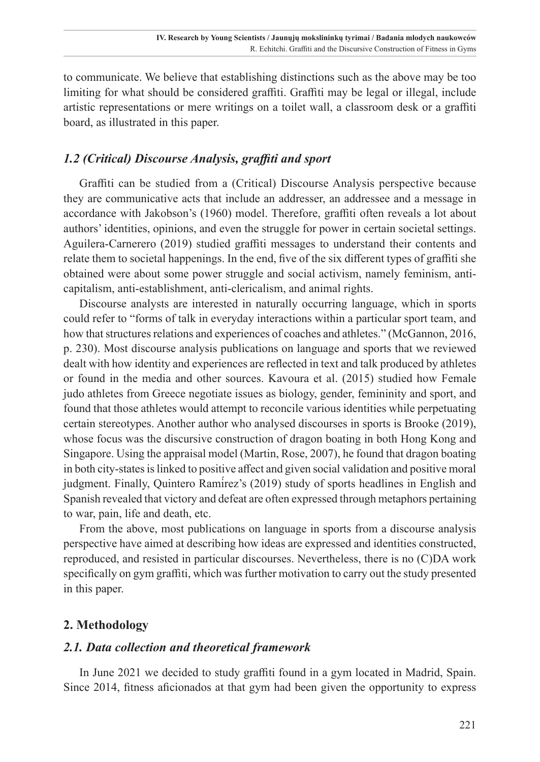to communicate. We believe that establishing distinctions such as the above may be too limiting for what should be considered graffiti. Graffiti may be legal or illegal, include artistic representations or mere writings on a toilet wall, a classroom desk or a graffiti board, as illustrated in this paper.

### *1.2 (Critical) Discourse Analysis, graffiti and sport*

Graffiti can be studied from a (Critical) Discourse Analysis perspective because they are communicative acts that include an addresser, an addressee and a message in accordance with Jakobson's (1960) model. Therefore, graffiti often reveals a lot about authors' identities, opinions, and even the struggle for power in certain societal settings. Aguilera-Carnerero (2019) studied graffiti messages to understand their contents and relate them to societal happenings. In the end, five of the six different types of graffiti she obtained were about some power struggle and social activism, namely feminism, anti-capitalism, anti-establishment, anti-clericalism, and animal rights.

Discourse analysts are interested in naturally occurring language, which in sports could refer to "forms of talk in everyday interactions within a particular sport team, and how that structures relations and experiences of coaches and athletes." (McGannon, 2016, p. 230). Most discourse analysis publications on language and sports that we reviewed dealt with how identity and experiences are reflected in text and talk produced by athletes or found in the media and other sources. Kavoura et al. (2015) studied how Female judo athletes from Greece negotiate issues as biology, gender, femininity and sport, and found that those athletes would attempt to reconcile various identities while perpetuating certain stereotypes. Another author who analysed discourses in sports is Brooke (2019), whose focus was the discursive construction of dragon boating in both Hong Kong and Singapore. Using the appraisal model (Martin, Rose, 2007), he found that dragon boating in both city-states is linked to positive affect and given social validation and positive moral judgment. Finally, Quintero Ramírez's (2019) study of sports headlines in English and Spanish revealed that victory and defeat are often expressed through metaphors pertaining to war, pain, life and death, etc.

From the above, most publications on language in sports from a discourse analysis perspective have aimed at describing how ideas are expressed and identities constructed, reproduced, and resisted in particular discourses. Nevertheless, there is no (C)DA work specifically on gym graffiti, which was further motivation to carry out the study presented in this paper.

## 2. Methodology

### *2.1. Data collection and theoretical framework*

In June 2021 we decided to study graffiti found in a gym located in Madrid, Spain. Since 2014, fitness aficionados at that gym had been given the opportunity to express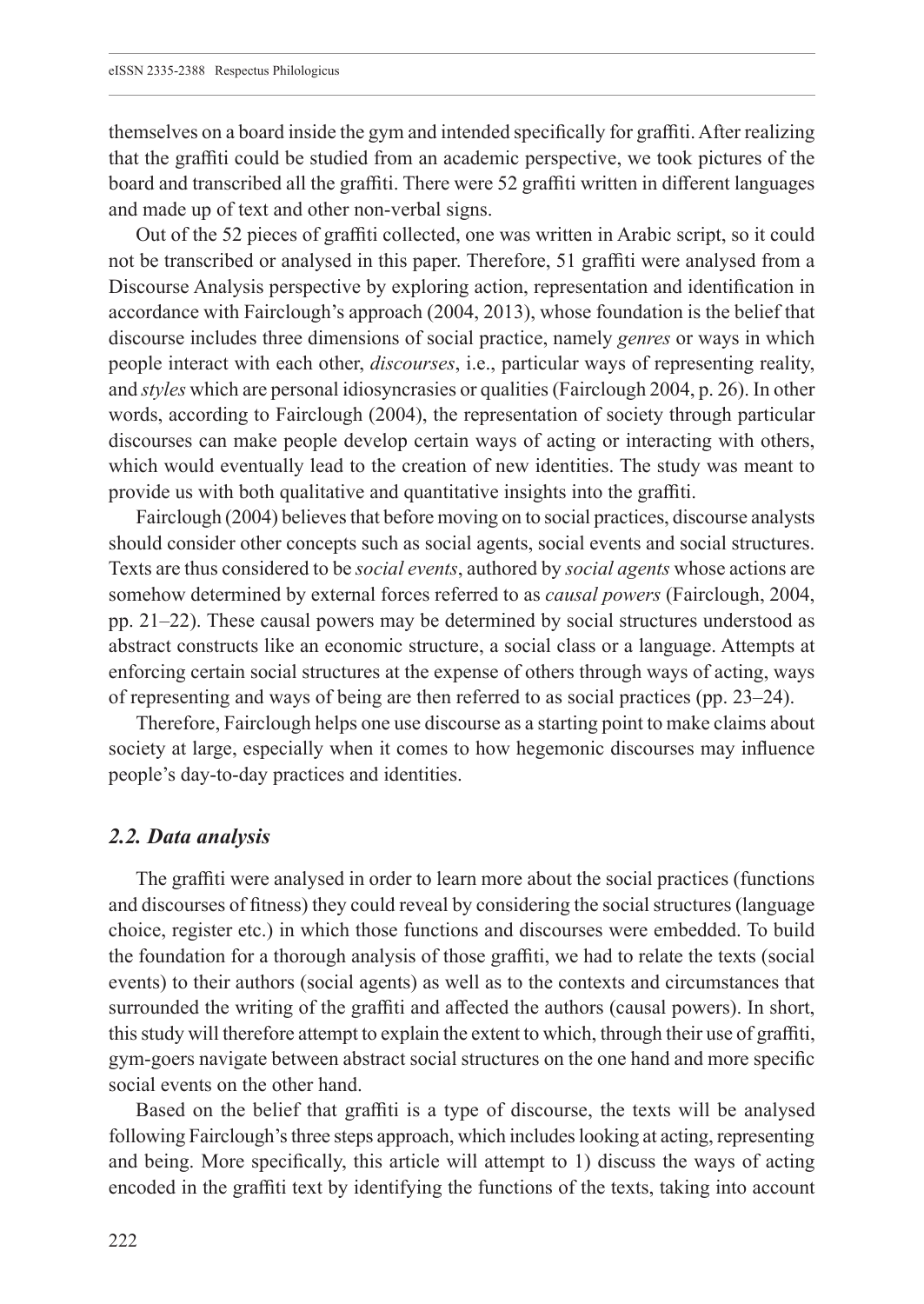themselves on a board inside the gym and intended specifically for graffiti. After realizing that the graffiti could be studied from an academic perspective, we took pictures of the board and transcribed all the graffiti. There were 52 graffiti written in different languages and made up of text and other non-verbal signs.

Out of the 52 pieces of graffiti collected, one was written in Arabic script, so it could not be transcribed or analysed in this paper. Therefore, 51 graffiti were analysed from a Discourse Analysis perspective by exploring action, representation and identification in accordance with Fairclough's approach (2004, 2013), whose foundation is the belief that discourse includes three dimensions of social practice, namely *genres* or ways in which people interact with each other, *discourses*, i.e., particular ways of representing reality, and *styles* which are personal idiosyncrasies or qualities (Fairclough 2004, p. 26). In other words, according to Fairclough (2004), the representation of society through particular discourses can make people develop certain ways of acting or interacting with others, which would eventually lead to the creation of new identities. The study was meant to provide us with both qualitative and quantitative insights into the graffiti.

Fairclough (2004) believes that before moving on to social practices, discourse analysts should consider other concepts such as social agents, social events and social structures. Texts are thus considered to be *social events*, authored by *social agents* whose actions are somehow determined by external forces referred to as *causal powers* (Fairclough, 2004, pp. 21–22). These causal powers may be determined by social structures understood as abstract constructs like an economic structure, a social class or a language. Attempts at enforcing certain social structures at the expense of others through ways of acting, ways of representing and ways of being are then referred to as social practices (pp. 23–24).

Therefore, Fairclough helps one use discourse as a starting point to make claims about society at large, especially when it comes to how hegemonic discourses may influence people's day-to-day practices and identities.

### *2.2. Data analysis*

The graffiti were analysed in order to learn more about the social practices (functions and discourses of fitness) they could reveal by considering the social structures (language choice, register etc.) in which those functions and discourses were embedded. To build the foundation for a thorough analysis of those graffiti, we had to relate the texts (social events) to their authors (social agents) as well as to the contexts and circumstances that surrounded the writing of the graffiti and affected the authors (causal powers). In short, this study will therefore attempt to explain the extent to which, through their use of graffiti, gym-goers navigate between abstract social structures on the one hand and more specific social events on the other hand.

Based on the belief that graffiti is a type of discourse, the texts will be analysed following Fairclough's three steps approach, which includes looking at acting, representing and being. More specifically, this article will attempt to 1) discuss the ways of acting encoded in the graffiti text by identifying the functions of the texts, taking into account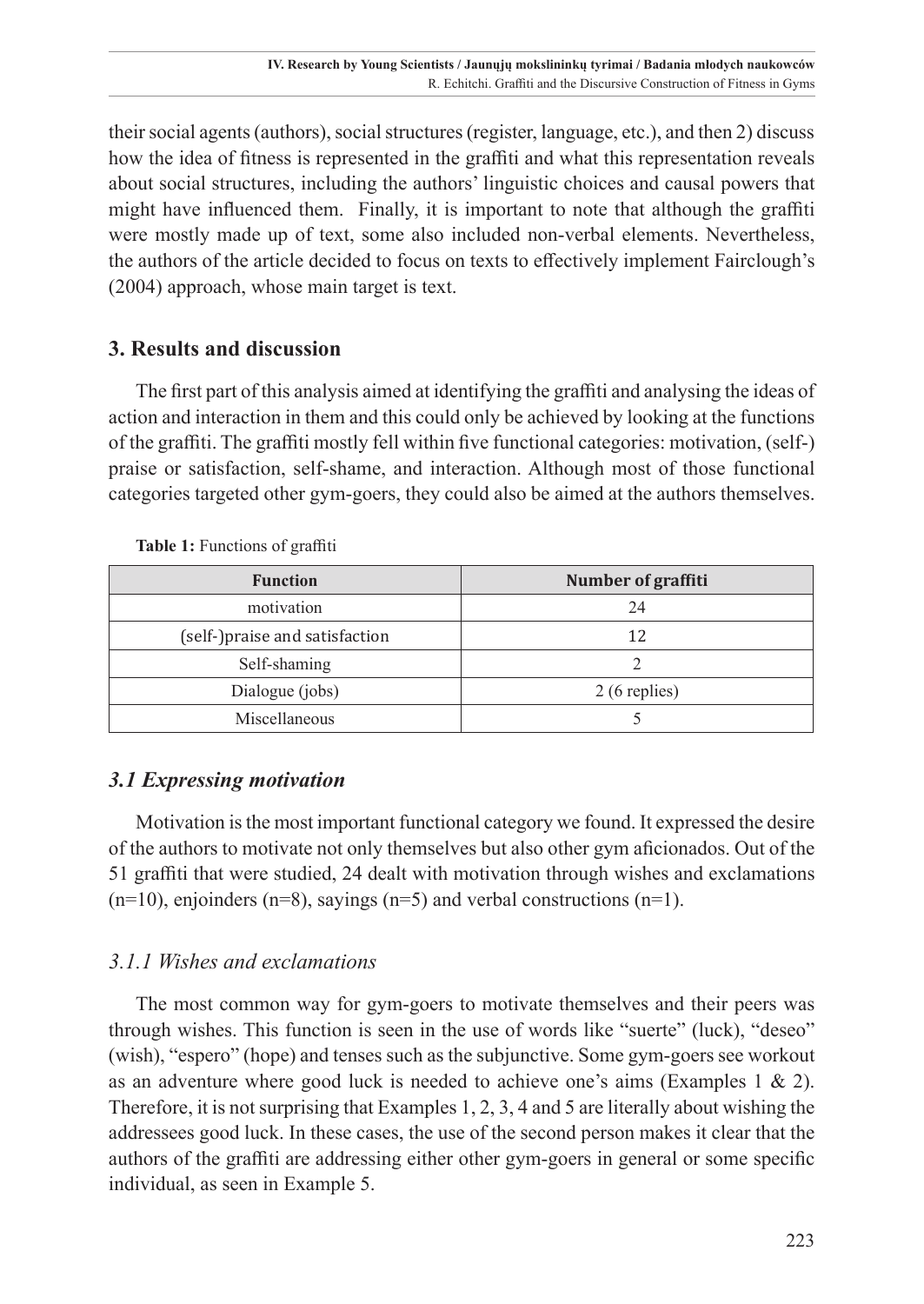their social agents (authors), social structures (register, language, etc.), and then 2) discuss how the idea of fitness is represented in the graffiti and what this representation reveals about social structures, including the authors' linguistic choices and causal powers that might have influenced them. Finally, it is important to note that although the graffiti were mostly made up of text, some also included non-verbal elements. Nevertheless, the authors of the article decided to focus on texts to effectively implement Fairclough's (2004) approach, whose main target is text.

## 3. Results and discussion

The first part of this analysis aimed at identifying the graffiti and analysing the ideas of action and interaction in them and this could only be achieved by looking at the functions of the graffiti. The graffiti mostly fell within five functional categories: motivation, (self-) praise or satisfaction, self-shame, and interaction. Although most of those functional categories targeted other gym-goers, they could also be aimed at the authors themselves.

**Table 1:** Functions of graffiti

| Function | Number of graffiti |
|---|---|
| motivation | 24 |
| (self-)praise and satisfaction | 12 |
| Self-shaming | 2 |
| Dialogue (jobs) | 2 (6 replies) |
| Miscellaneous | 5 |

### *3.1 Expressing motivation*

Motivation is the most important functional category we found. It expressed the desire of the authors to motivate not only themselves but also other gym aficionados. Out of the 51 graffiti that were studied, 24 dealt with motivation through wishes and exclamations (n=10), enjoinders (n=8), sayings (n=5) and verbal constructions (n=1).

#### *3.1.1 Wishes and exclamations*

The most common way for gym-goers to motivate themselves and their peers was through wishes. This function is seen in the use of words like "suerte" (luck), "deseo" (wish), "espero" (hope) and tenses such as the subjunctive. Some gym-goers see workout as an adventure where good luck is needed to achieve one's aims (Examples 1 & 2). Therefore, it is not surprising that Examples 1, 2, 3, 4 and 5 are literally about wishing the addressees good luck. In these cases, the use of the second person makes it clear that the authors of the graffiti are addressing either other gym-goers in general or some specific individual, as seen in Example 5.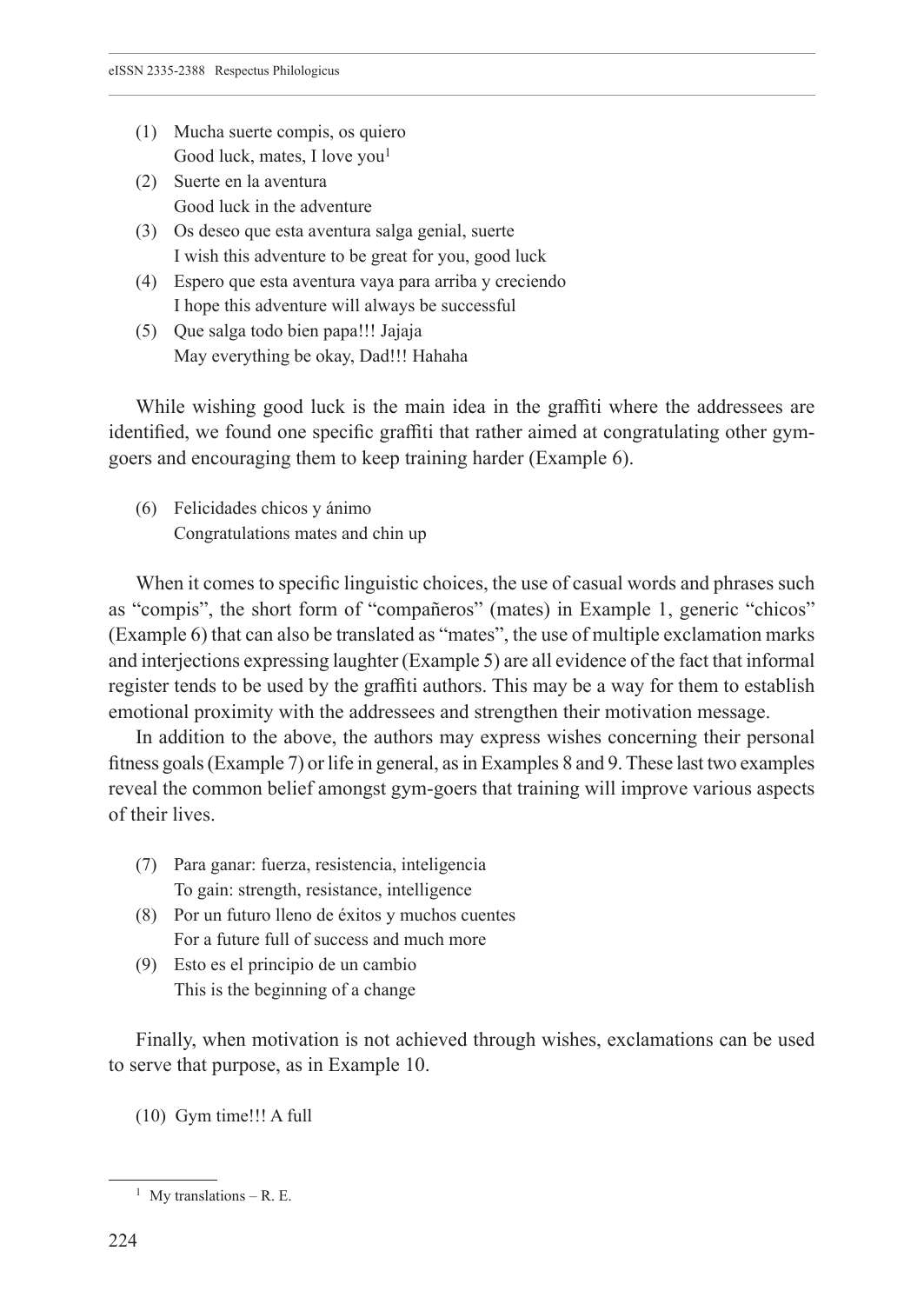(1) Mucha suerte compis, os quiero
Good luck, mates, I love you[1]

(2) Suerte en la aventura
Good luck in the adventure

(3) Os deseo que esta aventura salga genial, suerte
I wish this adventure to be great for you, good luck

(4) Espero que esta aventura vaya para arriba y creciendo
I hope this adventure will always be successful

(5) Que salga todo bien papa!!! Jajaja
May everything be okay, Dad!!! Hahaha

While wishing good luck is the main idea in the graffiti where the addressees are identified, we found one specific graffiti that rather aimed at congratulating other gym-goers and encouraging them to keep training harder (Example 6).

(6) Felicidades chicos y ánimo
Congratulations mates and chin up

When it comes to specific linguistic choices, the use of casual words and phrases such as "compis", the short form of "compañeros" (mates) in Example 1, generic "chicos" (Example 6) that can also be translated as "mates", the use of multiple exclamation marks and interjections expressing laughter (Example 5) are all evidence of the fact that informal register tends to be used by the graffiti authors. This may be a way for them to establish emotional proximity with the addressees and strengthen their motivation message.

In addition to the above, the authors may express wishes concerning their personal fitness goals (Example 7) or life in general, as in Examples 8 and 9. These last two examples reveal the common belief amongst gym-goers that training will improve various aspects of their lives.

(7) Para ganar: fuerza, resistencia, inteligencia
To gain: strength, resistance, intelligence

(8) Por un futuro lleno de éxitos y muchos cuentes
For a future full of success and much more

(9) Esto es el principio de un cambio
This is the beginning of a change

Finally, when motivation is not achieved through wishes, exclamations can be used to serve that purpose, as in Example 10.

(10) Gym time!!! A full

[1] My translations – R. E.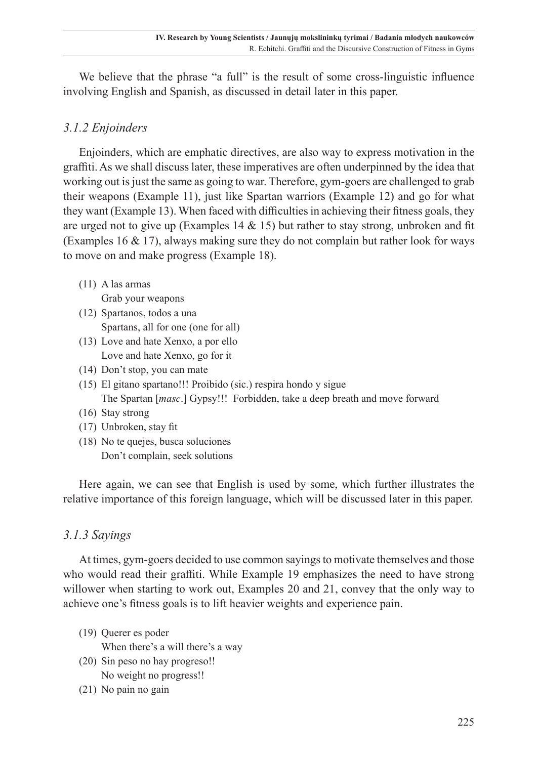We believe that the phrase "a full" is the result of some cross-linguistic influence involving English and Spanish, as discussed in detail later in this paper.

### *3.1.2 Enjoinders*

Enjoinders, which are emphatic directives, are also way to express motivation in the graffiti. As we shall discuss later, these imperatives are often underpinned by the idea that working out is just the same as going to war. Therefore, gym-goers are challenged to grab their weapons (Example 11), just like Spartan warriors (Example 12) and go for what they want (Example 13). When faced with difficulties in achieving their fitness goals, they are urged not to give up (Examples 14 & 15) but rather to stay strong, unbroken and fit (Examples 16 & 17), always making sure they do not complain but rather look for ways to move on and make progress (Example 18).

(11) A las armas
Grab your weapons

(12) Spartanos, todos a una
Spartans, all for one (one for all)

(13) Love and hate Xenxo, a por ello
Love and hate Xenxo, go for it

(14) Don't stop, you can mate

(15) El gitano spartano!!! Proibido (sic.) respira hondo y sigue
The Spartan [*masc*.] Gypsy!!! Forbidden, take a deep breath and move forward

(16) Stay strong

(17) Unbroken, stay fit

(18) No te quejes, busca soluciones
Don't complain, seek solutions

Here again, we can see that English is used by some, which further illustrates the relative importance of this foreign language, which will be discussed later in this paper.

### *3.1.3 Sayings*

At times, gym-goers decided to use common sayings to motivate themselves and those who would read their graffiti. While Example 19 emphasizes the need to have strong willower when starting to work out, Examples 20 and 21, convey that the only way to achieve one's fitness goals is to lift heavier weights and experience pain.

(19) Querer es poder
When there's a will there's a way

(20) Sin peso no hay progreso!!
No weight no progress!!

(21) No pain no gain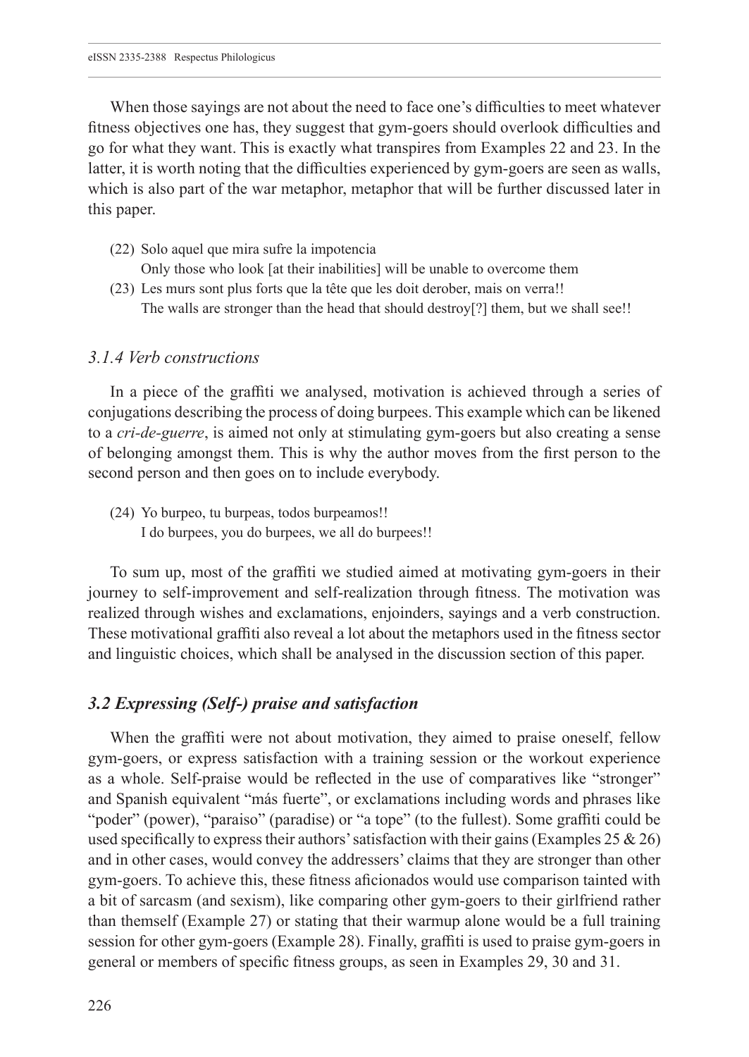When those sayings are not about the need to face one's difficulties to meet whatever fitness objectives one has, they suggest that gym-goers should overlook difficulties and go for what they want. This is exactly what transpires from Examples 22 and 23. In the latter, it is worth noting that the difficulties experienced by gym-goers are seen as walls, which is also part of the war metaphor, metaphor that will be further discussed later in this paper.

(22) Solo aquel que mira sufre la impotencia
Only those who look [at their inabilities] will be unable to overcome them

(23) Les murs sont plus forts que la tête que les doit derober, mais on verra!!
The walls are stronger than the head that should destroy[?] them, but we shall see!!

### *3.1.4 Verb constructions*

In a piece of the graffiti we analysed, motivation is achieved through a series of conjugations describing the process of doing burpees. This example which can be likened to a *cri-de-guerre*, is aimed not only at stimulating gym-goers but also creating a sense of belonging amongst them. This is why the author moves from the first person to the second person and then goes on to include everybody.

(24) Yo burpeo, tu burpeas, todos burpeamos!!
I do burpees, you do burpees, we all do burpees!!

To sum up, most of the graffiti we studied aimed at motivating gym-goers in their journey to self-improvement and self-realization through fitness. The motivation was realized through wishes and exclamations, enjoinders, sayings and a verb construction. These motivational graffiti also reveal a lot about the metaphors used in the fitness sector and linguistic choices, which shall be analysed in the discussion section of this paper.

## ***3.2 Expressing (Self-) praise and satisfaction***

When the graffiti were not about motivation, they aimed to praise oneself, fellow gym-goers, or express satisfaction with a training session or the workout experience as a whole. Self-praise would be reflected in the use of comparatives like "stronger" and Spanish equivalent "más fuerte", or exclamations including words and phrases like "poder" (power), "paraiso" (paradise) or "a tope" (to the fullest). Some graffiti could be used specifically to express their authors' satisfaction with their gains (Examples 25 & 26) and in other cases, would convey the addressers' claims that they are stronger than other gym-goers. To achieve this, these fitness aficionados would use comparison tainted with a bit of sarcasm (and sexism), like comparing other gym-goers to their girlfriend rather than themself (Example 27) or stating that their warmup alone would be a full training session for other gym-goers (Example 28). Finally, graffiti is used to praise gym-goers in general or members of specific fitness groups, as seen in Examples 29, 30 and 31.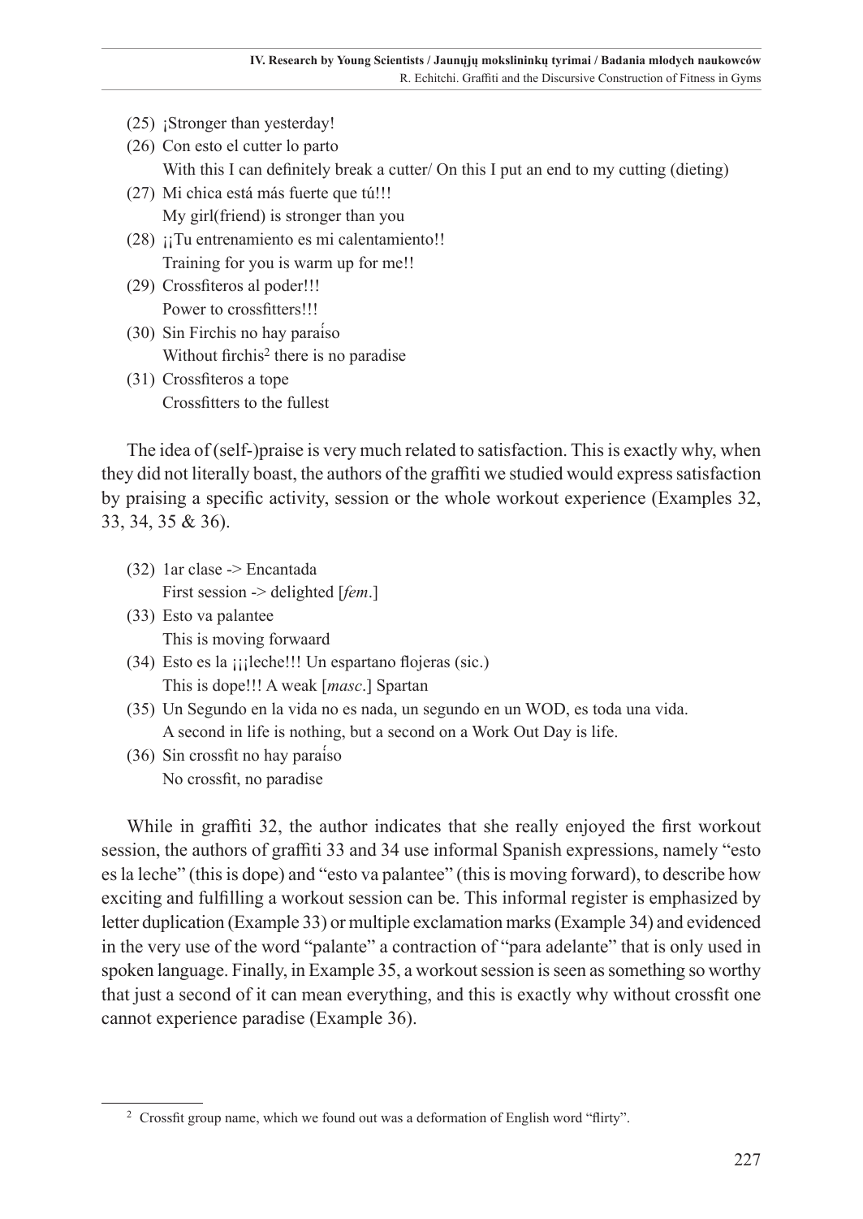(25) ¡Stronger than yesterday!

(26) Con esto el cutter lo parto  
With this I can definitely break a cutter/ On this I put an end to my cutting (dieting)

(27) Mi chica está más fuerte que tú!!!  
My girl(friend) is stronger than you

(28) ¡¡Tu entrenamiento es mi calentamiento!!  
Training for you is warm up for me!!

(29) Crossfiteros al poder!!!  
Power to crossfitters!!!

(30) Sin Firchis no hay paraíso  
Without firchis[2] there is no paradise

(31) Crossfiteros a tope  
Crossfitters to the fullest

The idea of (self-)praise is very much related to satisfaction. This is exactly why, when they did not literally boast, the authors of the graffiti we studied would express satisfaction by praising a specific activity, session or the whole workout experience (Examples 32, 33, 34, 35 & 36).

(32) 1ar clase -> Encantada  
First session -> delighted [*fem*.]

(33) Esto va palantee  
This is moving forwaard

(34) Esto es la ¡¡¡leche!!! Un espartano flojeras (sic.)  
This is dope!!! A weak [*masc*.] Spartan

(35) Un Segundo en la vida no es nada, un segundo en un WOD, es toda una vida.  
A second in life is nothing, but a second on a Work Out Day is life.

(36) Sin crossfit no hay paraíso  
No crossfit, no paradise

While in graffiti 32, the author indicates that she really enjoyed the first workout session, the authors of graffiti 33 and 34 use informal Spanish expressions, namely "esto es la leche" (this is dope) and "esto va palantee" (this is moving forward), to describe how exciting and fulfilling a workout session can be. This informal register is emphasized by letter duplication (Example 33) or multiple exclamation marks (Example 34) and evidenced in the very use of the word "palante" a contraction of "para adelante" that is only used in spoken language. Finally, in Example 35, a workout session is seen as something so worthy that just a second of it can mean everything, and this is exactly why without crossfit one cannot experience paradise (Example 36).

[2] Crossfit group name, which we found out was a deformation of English word "flirty".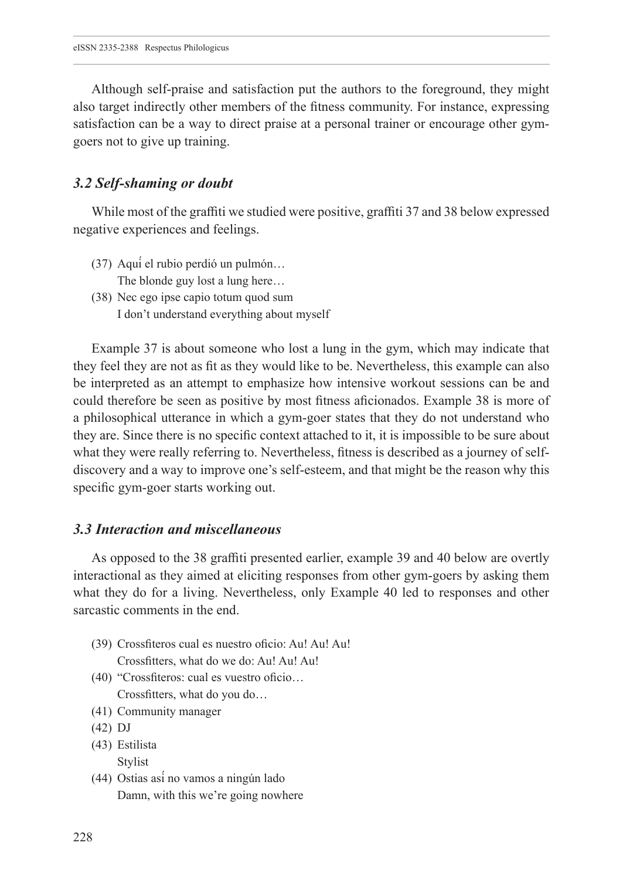Although self-praise and satisfaction put the authors to the foreground, they might also target indirectly other members of the fitness community. For instance, expressing satisfaction can be a way to direct praise at a personal trainer or encourage other gym-goers not to give up training.

### *3.2 Self-shaming or doubt*

While most of the graffiti we studied were positive, graffiti 37 and 38 below expressed negative experiences and feelings.

(37) Aquí el rubio perdió un pulmón…
The blonde guy lost a lung here…

(38) Nec ego ipse capio totum quod sum
I don't understand everything about myself

Example 37 is about someone who lost a lung in the gym, which may indicate that they feel they are not as fit as they would like to be. Nevertheless, this example can also be interpreted as an attempt to emphasize how intensive workout sessions can be and could therefore be seen as positive by most fitness aficionados. Example 38 is more of a philosophical utterance in which a gym-goer states that they do not understand who they are. Since there is no specific context attached to it, it is impossible to be sure about what they were really referring to. Nevertheless, fitness is described as a journey of self-discovery and a way to improve one's self-esteem, and that might be the reason why this specific gym-goer starts working out.

### *3.3 Interaction and miscellaneous*

As opposed to the 38 graffiti presented earlier, example 39 and 40 below are overtly interactional as they aimed at eliciting responses from other gym-goers by asking them what they do for a living. Nevertheless, only Example 40 led to responses and other sarcastic comments in the end.

(39) Crossfiteros cual es nuestro oficio: Au! Au! Au!
Crossfitters, what do we do: Au! Au! Au!

(40) "Crossfiteros: cual es vuestro oficio…
Crossfitters, what do you do…

(41) Community manager

(42) DJ

(43) Estilista
Stylist

(44) Ostias así no vamos a ningún lado
Damn, with this we're going nowhere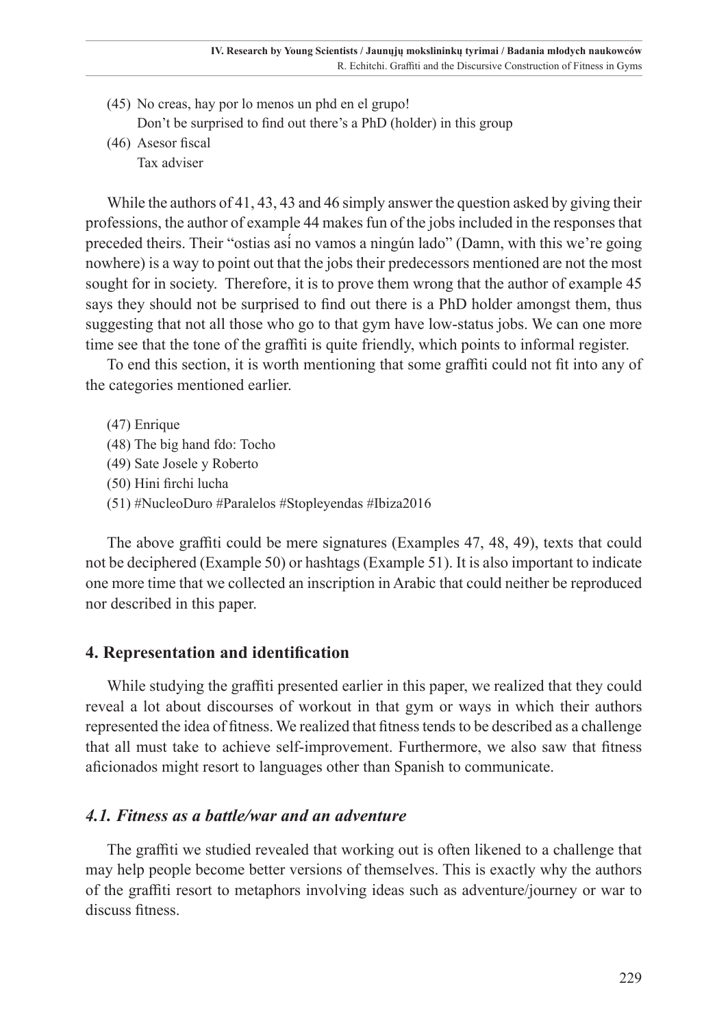(45) No creas, hay por lo menos un phd en el grupo!  
Don't be surprised to find out there's a PhD (holder) in this group

(46) Asesor fiscal  
Tax adviser

While the authors of 41, 43, 43 and 46 simply answer the question asked by giving their professions, the author of example 44 makes fun of the jobs included in the responses that preceded theirs. Their "ostias asi̍ no vamos a ningún lado" (Damn, with this we're going nowhere) is a way to point out that the jobs their predecessors mentioned are not the most sought for in society. Therefore, it is to prove them wrong that the author of example 45 says they should not be surprised to find out there is a PhD holder amongst them, thus suggesting that not all those who go to that gym have low-status jobs. We can one more time see that the tone of the graffiti is quite friendly, which points to informal register.

To end this section, it is worth mentioning that some graffiti could not fit into any of the categories mentioned earlier.

(47) Enrique  
(48) The big hand fdo: Tocho  
(49) Sate Josele y Roberto  
(50) Hini firchi lucha  
(51) #NucleoDuro #Paralelos #Stopleyendas #Ibiza2016

The above graffiti could be mere signatures (Examples 47, 48, 49), texts that could not be deciphered (Example 50) or hashtags (Example 51). It is also important to indicate one more time that we collected an inscription in Arabic that could neither be reproduced nor described in this paper.

## 4. Representation and identification

While studying the graffiti presented earlier in this paper, we realized that they could reveal a lot about discourses of workout in that gym or ways in which their authors represented the idea of fitness. We realized that fitness tends to be described as a challenge that all must take to achieve self-improvement. Furthermore, we also saw that fitness aficionados might resort to languages other than Spanish to communicate.

### *4.1. Fitness as a battle/war and an adventure*

The graffiti we studied revealed that working out is often likened to a challenge that may help people become better versions of themselves. This is exactly why the authors of the graffiti resort to metaphors involving ideas such as adventure/journey or war to discuss fitness.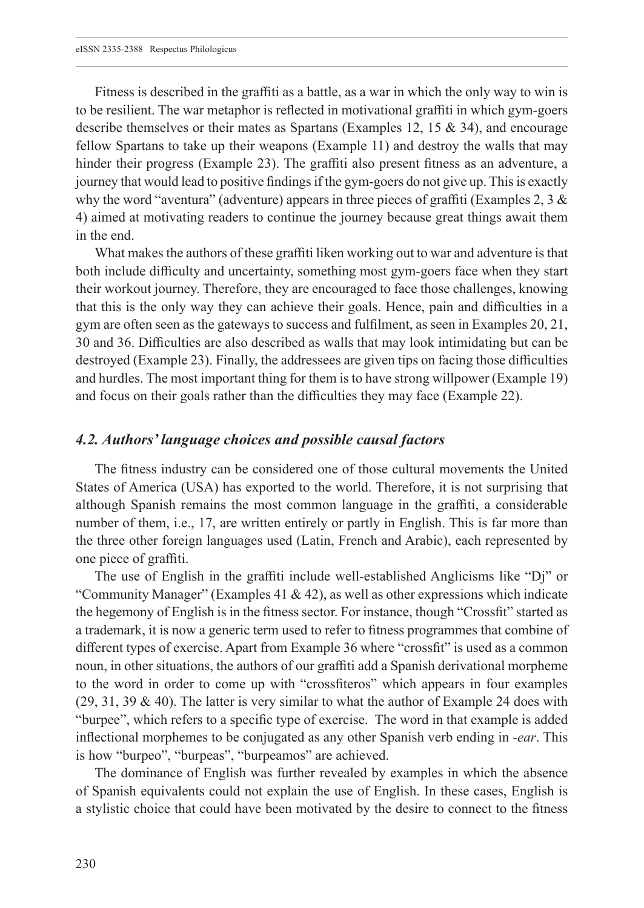Fitness is described in the graffiti as a battle, as a war in which the only way to win is to be resilient. The war metaphor is reflected in motivational graffiti in which gym-goers describe themselves or their mates as Spartans (Examples 12, 15 & 34), and encourage fellow Spartans to take up their weapons (Example 11) and destroy the walls that may hinder their progress (Example 23). The graffiti also present fitness as an adventure, a journey that would lead to positive findings if the gym-goers do not give up. This is exactly why the word "aventura" (adventure) appears in three pieces of graffiti (Examples 2, 3 & 4) aimed at motivating readers to continue the journey because great things await them in the end.

What makes the authors of these graffiti liken working out to war and adventure is that both include difficulty and uncertainty, something most gym-goers face when they start their workout journey. Therefore, they are encouraged to face those challenges, knowing that this is the only way they can achieve their goals. Hence, pain and difficulties in a gym are often seen as the gateways to success and fulfilment, as seen in Examples 20, 21, 30 and 36. Difficulties are also described as walls that may look intimidating but can be destroyed (Example 23). Finally, the addressees are given tips on facing those difficulties and hurdles. The most important thing for them is to have strong willpower (Example 19) and focus on their goals rather than the difficulties they may face (Example 22).

### *4.2. Authors' language choices and possible causal factors*

The fitness industry can be considered one of those cultural movements the United States of America (USA) has exported to the world. Therefore, it is not surprising that although Spanish remains the most common language in the graffiti, a considerable number of them, i.e., 17, are written entirely or partly in English. This is far more than the three other foreign languages used (Latin, French and Arabic), each represented by one piece of graffiti.

The use of English in the graffiti include well-established Anglicisms like "Dj" or "Community Manager" (Examples 41 & 42), as well as other expressions which indicate the hegemony of English is in the fitness sector. For instance, though "Crossfit" started as a trademark, it is now a generic term used to refer to fitness programmes that combine of different types of exercise. Apart from Example 36 where "crossfit" is used as a common noun, in other situations, the authors of our graffiti add a Spanish derivational morpheme to the word in order to come up with "crossfiteros" which appears in four examples (29, 31, 39 & 40). The latter is very similar to what the author of Example 24 does with "burpee", which refers to a specific type of exercise. The word in that example is added inflectional morphemes to be conjugated as any other Spanish verb ending in *-ear*. This is how "burpeo", "burpeas", "burpeamos" are achieved.

The dominance of English was further revealed by examples in which the absence of Spanish equivalents could not explain the use of English. In these cases, English is a stylistic choice that could have been motivated by the desire to connect to the fitness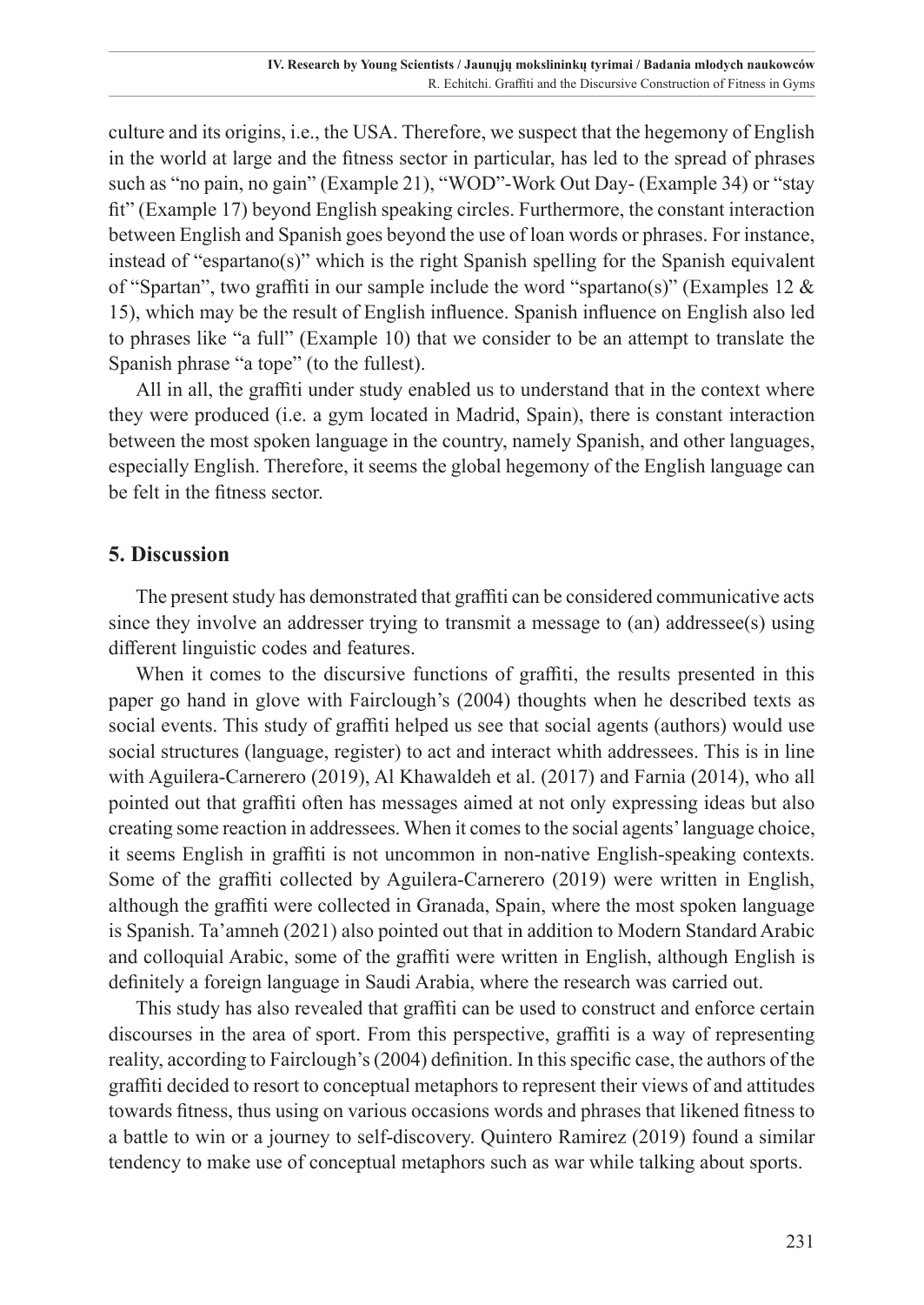culture and its origins, i.e., the USA. Therefore, we suspect that the hegemony of English in the world at large and the fitness sector in particular, has led to the spread of phrases such as "no pain, no gain" (Example 21), "WOD"-Work Out Day- (Example 34) or "stay fit" (Example 17) beyond English speaking circles. Furthermore, the constant interaction between English and Spanish goes beyond the use of loan words or phrases. For instance, instead of "espartano(s)" which is the right Spanish spelling for the Spanish equivalent of "Spartan", two graffiti in our sample include the word "spartano(s)" (Examples 12 & 15), which may be the result of English influence. Spanish influence on English also led to phrases like "a full" (Example 10) that we consider to be an attempt to translate the Spanish phrase "a tope" (to the fullest).

All in all, the graffiti under study enabled us to understand that in the context where they were produced (i.e. a gym located in Madrid, Spain), there is constant interaction between the most spoken language in the country, namely Spanish, and other languages, especially English. Therefore, it seems the global hegemony of the English language can be felt in the fitness sector.

## 5. Discussion

The present study has demonstrated that graffiti can be considered communicative acts since they involve an addresser trying to transmit a message to (an) addressee(s) using different linguistic codes and features.

When it comes to the discursive functions of graffiti, the results presented in this paper go hand in glove with Fairclough's (2004) thoughts when he described texts as social events. This study of graffiti helped us see that social agents (authors) would use social structures (language, register) to act and interact whith addressees. This is in line with Aguilera-Carnerero (2019), Al Khawaldeh et al. (2017) and Farnia (2014), who all pointed out that graffiti often has messages aimed at not only expressing ideas but also creating some reaction in addressees. When it comes to the social agents' language choice, it seems English in graffiti is not uncommon in non-native English-speaking contexts. Some of the graffiti collected by Aguilera-Carnerero (2019) were written in English, although the graffiti were collected in Granada, Spain, where the most spoken language is Spanish. Ta'amneh (2021) also pointed out that in addition to Modern Standard Arabic and colloquial Arabic, some of the graffiti were written in English, although English is definitely a foreign language in Saudi Arabia, where the research was carried out.

This study has also revealed that graffiti can be used to construct and enforce certain discourses in the area of sport. From this perspective, graffiti is a way of representing reality, according to Fairclough's (2004) definition. In this specific case, the authors of the graffiti decided to resort to conceptual metaphors to represent their views of and attitudes towards fitness, thus using on various occasions words and phrases that likened fitness to a battle to win or a journey to self-discovery. Quintero Ramirez (2019) found a similar tendency to make use of conceptual metaphors such as war while talking about sports.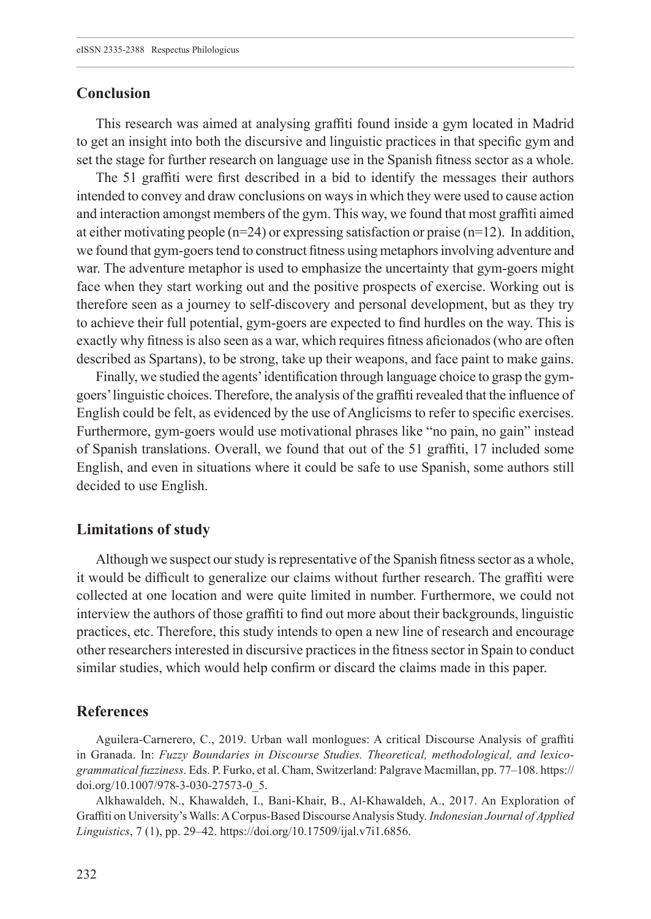## Conclusion

This research was aimed at analysing graffiti found inside a gym located in Madrid to get an insight into both the discursive and linguistic practices in that specific gym and set the stage for further research on language use in the Spanish fitness sector as a whole.

The 51 graffiti were first described in a bid to identify the messages their authors intended to convey and draw conclusions on ways in which they were used to cause action and interaction amongst members of the gym. This way, we found that most graffiti aimed at either motivating people (n=24) or expressing satisfaction or praise (n=12). In addition, we found that gym-goers tend to construct fitness using metaphors involving adventure and war. The adventure metaphor is used to emphasize the uncertainty that gym-goers might face when they start working out and the positive prospects of exercise. Working out is therefore seen as a journey to self-discovery and personal development, but as they try to achieve their full potential, gym-goers are expected to find hurdles on the way. This is exactly why fitness is also seen as a war, which requires fitness aficionados (who are often described as Spartans), to be strong, take up their weapons, and face paint to make gains.

Finally, we studied the agents' identification through language choice to grasp the gym-goers' linguistic choices. Therefore, the analysis of the graffiti revealed that the influence of English could be felt, as evidenced by the use of Anglicisms to refer to specific exercises. Furthermore, gym-goers would use motivational phrases like "no pain, no gain" instead of Spanish translations. Overall, we found that out of the 51 graffiti, 17 included some English, and even in situations where it could be safe to use Spanish, some authors still decided to use English.

## Limitations of study

Although we suspect our study is representative of the Spanish fitness sector as a whole, it would be difficult to generalize our claims without further research. The graffiti were collected at one location and were quite limited in number. Furthermore, we could not interview the authors of those graffiti to find out more about their backgrounds, linguistic practices, etc. Therefore, this study intends to open a new line of research and encourage other researchers interested in discursive practices in the fitness sector in Spain to conduct similar studies, which would help confirm or discard the claims made in this paper.

## References

Aguilera-Carnerero, C., 2019. Urban wall monlogues: A critical Discourse Analysis of graffiti in Granada. In: *Fuzzy Boundaries in Discourse Studies. Theoretical, methodological, and lexico-grammatical fuzziness*. Eds. P. Furko, et al. Cham, Switzerland: Palgrave Macmillan, pp. 77–108. https://doi.org/10.1007/978-3-030-27573-0_5.

Alkhawaldeh, N., Khawaldeh, I., Bani-Khair, B., Al-Khawaldeh, A., 2017. An Exploration of Graffiti on University's Walls: A Corpus-Based Discourse Analysis Study. *Indonesian Journal of Applied Linguistics*, 7 (1), pp. 29–42. https://doi.org/10.17509/ijal.v7i1.6856.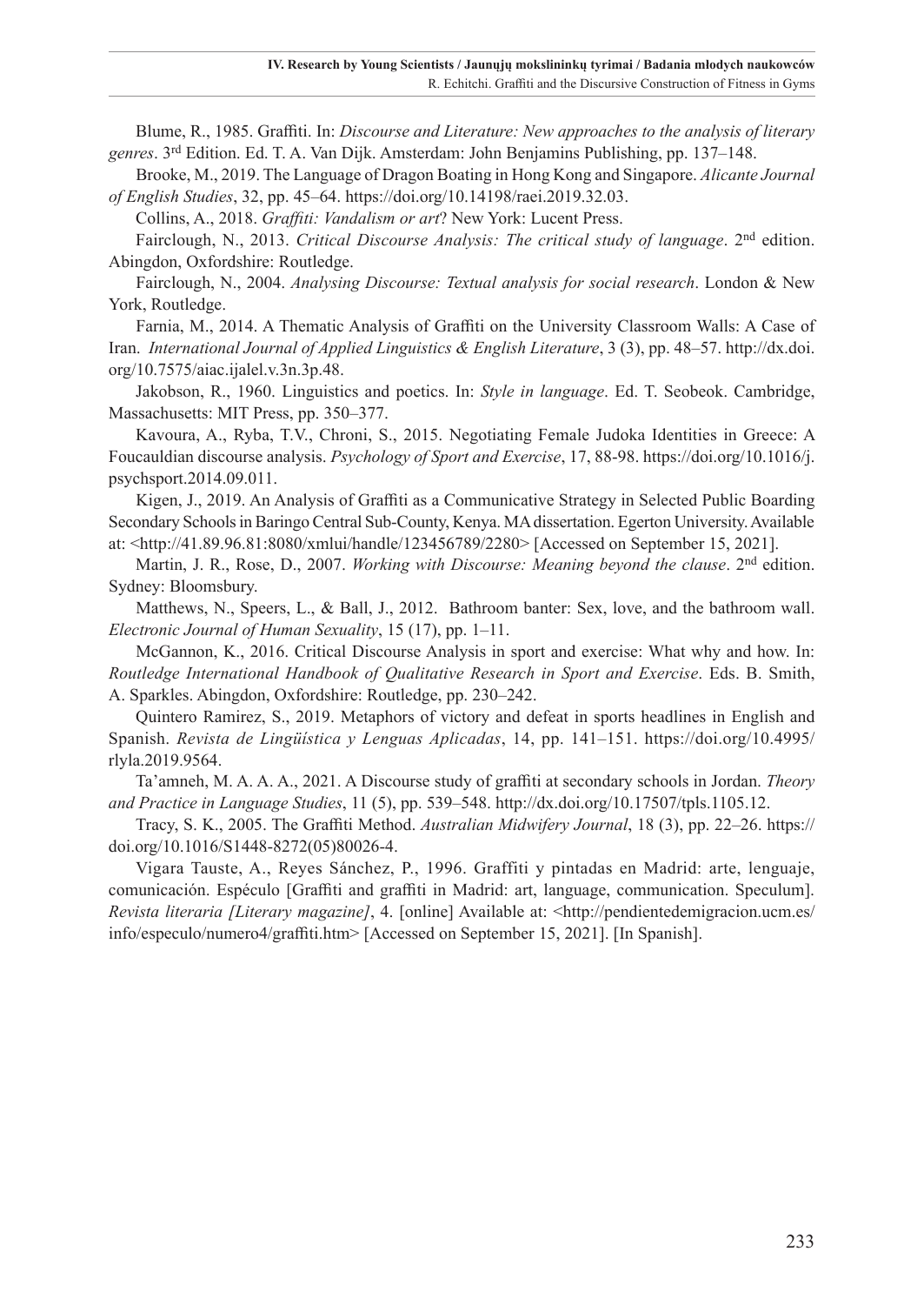Blume, R., 1985. Graffiti. In: *Discourse and Literature: New approaches to the analysis of literary genres*. 3rd Edition. Ed. T. A. Van Dijk. Amsterdam: John Benjamins Publishing, pp. 137–148.

Brooke, M., 2019. The Language of Dragon Boating in Hong Kong and Singapore. *Alicante Journal of English Studies*, 32, pp. 45–64. https://doi.org/10.14198/raei.2019.32.03.

Collins, A., 2018. *Graffiti: Vandalism or art*? New York: Lucent Press.

Fairclough, N., 2013. *Critical Discourse Analysis: The critical study of language*. 2nd edition. Abingdon, Oxfordshire: Routledge.

Fairclough, N., 2004. *Analysing Discourse: Textual analysis for social research*. London & New York, Routledge.

Farnia, M., 2014. A Thematic Analysis of Graffiti on the University Classroom Walls: A Case of Iran. *International Journal of Applied Linguistics & English Literature*, 3 (3), pp. 48–57. http://dx.doi.org/10.7575/aiac.ijalel.v.3n.3p.48.

Jakobson, R., 1960. Linguistics and poetics. In: *Style in language*. Ed. T. Seobeok. Cambridge, Massachusetts: MIT Press, pp. 350–377.

Kavoura, A., Ryba, T.V., Chroni, S., 2015. Negotiating Female Judoka Identities in Greece: A Foucauldian discourse analysis. *Psychology of Sport and Exercise*, 17, 88-98. https://doi.org/10.1016/j.psychsport.2014.09.011.

Kigen, J., 2019. An Analysis of Graffiti as a Communicative Strategy in Selected Public Boarding Secondary Schools in Baringo Central Sub-County, Kenya. MA dissertation. Egerton University. Available at: <http://41.89.96.81:8080/xmlui/handle/123456789/2280> [Accessed on September 15, 2021].

Martin, J. R., Rose, D., 2007. *Working with Discourse: Meaning beyond the clause*. 2nd edition. Sydney: Bloomsbury.

Matthews, N., Speers, L., & Ball, J., 2012. Bathroom banter: Sex, love, and the bathroom wall. *Electronic Journal of Human Sexuality*, 15 (17), pp. 1–11.

McGannon, K., 2016. Critical Discourse Analysis in sport and exercise: What why and how. In: *Routledge International Handbook of Qualitative Research in Sport and Exercise*. Eds. B. Smith, A. Sparkles. Abingdon, Oxfordshire: Routledge, pp. 230–242.

Quintero Ramirez, S., 2019. Metaphors of victory and defeat in sports headlines in English and Spanish. *Revista de Lingüística y Lenguas Aplicadas*, 14, pp. 141–151. https://doi.org/10.4995/rlyla.2019.9564.

Ta'amneh, M. A. A., 2021. A Discourse study of graffiti at secondary schools in Jordan. *Theory and Practice in Language Studies*, 11 (5), pp. 539–548. http://dx.doi.org/10.17507/tpls.1105.12.

Tracy, S. K., 2005. The Graffiti Method. *Australian Midwifery Journal*, 18 (3), pp. 22–26. https://doi.org/10.1016/S1448-8272(05)80026-4.

Vigara Tauste, A., Reyes Sánchez, P., 1996. Graffiti y pintadas en Madrid: arte, lenguaje, comunicación. Espéculo [Graffiti and graffiti in Madrid: art, language, communication. Speculum]. *Revista literaria [Literary magazine]*, 4. [online] Available at: <http://pendientedemigracion.ucm.es/info/especulo/numero4/graffiti.htm> [Accessed on September 15, 2021]. [In Spanish].